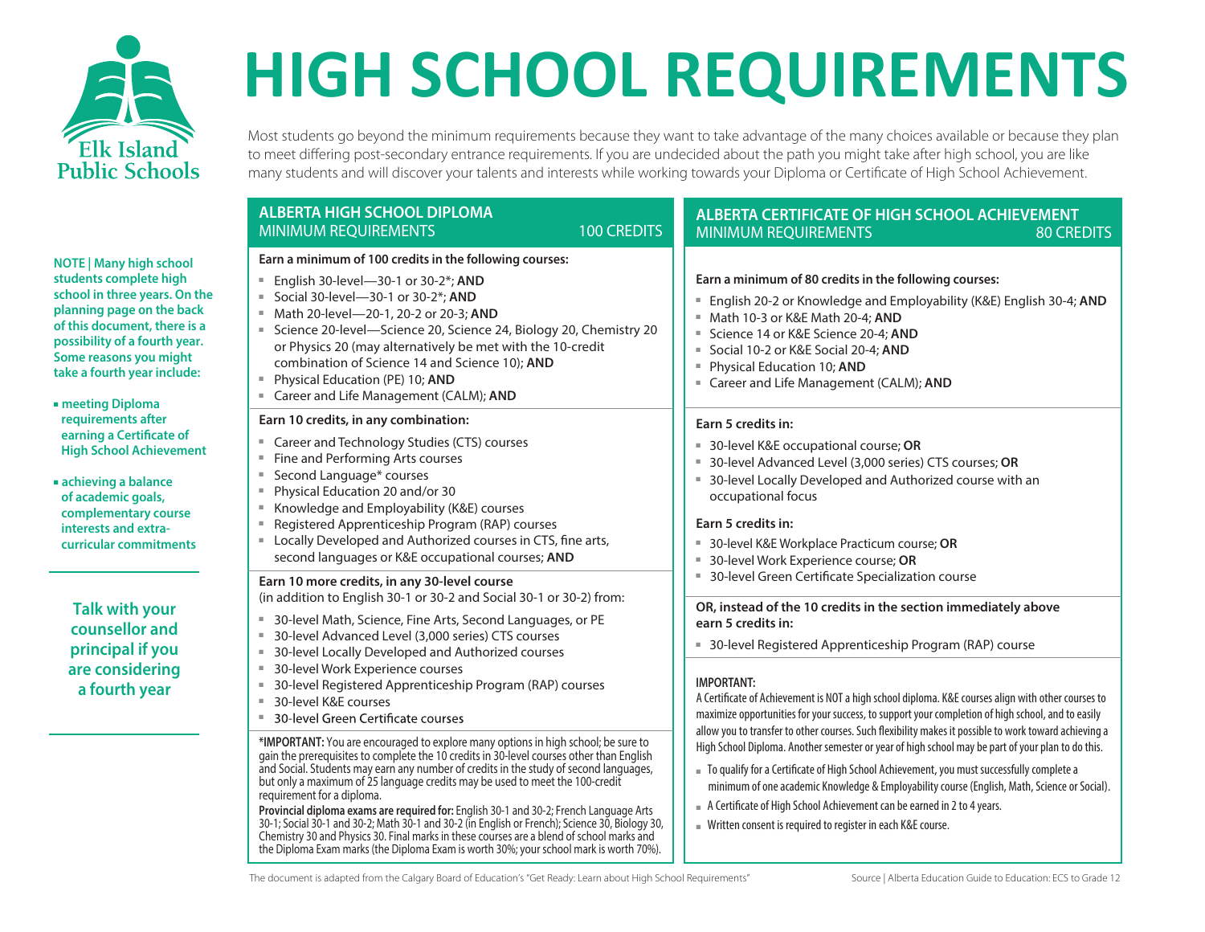Elk Island Public Schools

# HIGH SCHOOL REQUIREMENTS

Most students go beyond the minimum requirements because they want to take advantage of the many choices available or because they plan to meet differing post-secondary entrance requirements. If you are undecided about the path you might take after high school, you are like many students and will discover your talents and interests while working towards your Diploma or Certificate of High School Achievement.

**NOTE | Many high school students complete high school in three years. On the planning page on the back of this document, there is a possibility of a fourth year. Some reasons you might take a fourth year include:**

- **meeting Diploma requirements after earning a Certificate of High School Achievement**
- **achieving a balance of academic goals, complementary course interests and extra-curricular commitments**

**Talk with your counsellor and principal if you are considering a fourth year**

## ALBERTA HIGH SCHOOL DIPLOMA
### MINIMUM REQUIREMENTS — 100 CREDITS

**Earn a minimum of 100 credits in the following courses:**

- English 30-level—30-1 or 30-2*; **AND**
- Social 30-level—30-1 or 30-2*; **AND**
- Math 20-level—20-1, 20-2 or 20-3; **AND**
- Science 20-level—Science 20, Science 24, Biology 20, Chemistry 20 or Physics 20 (may alternatively be met with the 10-credit combination of Science 14 and Science 10); **AND**
- Physical Education (PE) 10; **AND**
- Career and Life Management (CALM); **AND**

**Earn 10 credits, in any combination:**

- Career and Technology Studies (CTS) courses
- Fine and Performing Arts courses
- Second Language* courses
- Physical Education 20 and/or 30
- Knowledge and Employability (K&E) courses
- Registered Apprenticeship Program (RAP) courses
- Locally Developed and Authorized courses in CTS, fine arts, second languages or K&E occupational courses; **AND**

**Earn 10 more credits, in any 30-level course**
(in addition to English 30-1 or 30-2 and Social 30-1 or 30-2) from:

- 30-level Math, Science, Fine Arts, Second Languages, or PE
- 30-level Advanced Level (3,000 series) CTS courses
- 30-level Locally Developed and Authorized courses
- 30-level Work Experience courses
- 30-level Registered Apprenticeship Program (RAP) courses
- 30-level K&E courses
- 30-level Green Certificate courses

**\*IMPORTANT:** You are encouraged to explore many options in high school; be sure to gain the prerequisites to complete the 10 credits in 30-level courses other than English and Social. Students may earn any number of credits in the study of second languages, but only a maximum of 25 language credits may be used to meet the 100-credit requirement for a diploma.

**Provincial diploma exams are required for:** English 30-1 and 30-2; French Language Arts 30-1; Social 30-1 and 30-2; Math 30-1 and 30-2 (in English or French); Science 30, Biology 30, Chemistry 30 and Physics 30. Final marks in these courses are a blend of school marks and the Diploma Exam marks (the Diploma Exam is worth 30%; your school mark is worth 70%).

## ALBERTA CERTIFICATE OF HIGH SCHOOL ACHIEVEMENT
### MINIMUM REQUIREMENTS — 80 CREDITS

**Earn a minimum of 80 credits in the following courses:**

- English 20-2 or Knowledge and Employability (K&E) English 30-4; **AND**
- Math 10-3 or K&E Math 20-4; **AND**
- Science 14 or K&E Science 20-4; **AND**
- Social 10-2 or K&E Social 20-4; **AND**
- Physical Education 10; **AND**
- Career and Life Management (CALM); **AND**

**Earn 5 credits in:**

- 30-level K&E occupational course; **OR**
- 30-level Advanced Level (3,000 series) CTS courses; **OR**
- 30-level Locally Developed and Authorized course with an occupational focus

**Earn 5 credits in:**

- 30-level K&E Workplace Practicum course; **OR**
- 30-level Work Experience course; **OR**
- 30-level Green Certificate Specialization course

**OR, instead of the 10 credits in the section immediately above earn 5 credits in:**

- 30-level Registered Apprenticeship Program (RAP) course

**IMPORTANT:**
A Certificate of Achievement is NOT a high school diploma. K&E courses align with other courses to maximize opportunities for your success, to support your completion of high school, and to easily allow you to transfer to other courses. Such flexibility makes it possible to work toward achieving a High School Diploma. Another semester or year of high school may be part of your plan to do this.

- To qualify for a Certificate of High School Achievement, you must successfully complete a minimum of one academic Knowledge & Employability course (English, Math, Science or Social).
- A Certificate of High School Achievement can be earned in 2 to 4 years.
- Written consent is required to register in each K&E course.

The document is adapted from the Calgary Board of Education's "Get Ready: Learn about High School Requirements"

Source | Alberta Education Guide to Education: ECS to Grade 12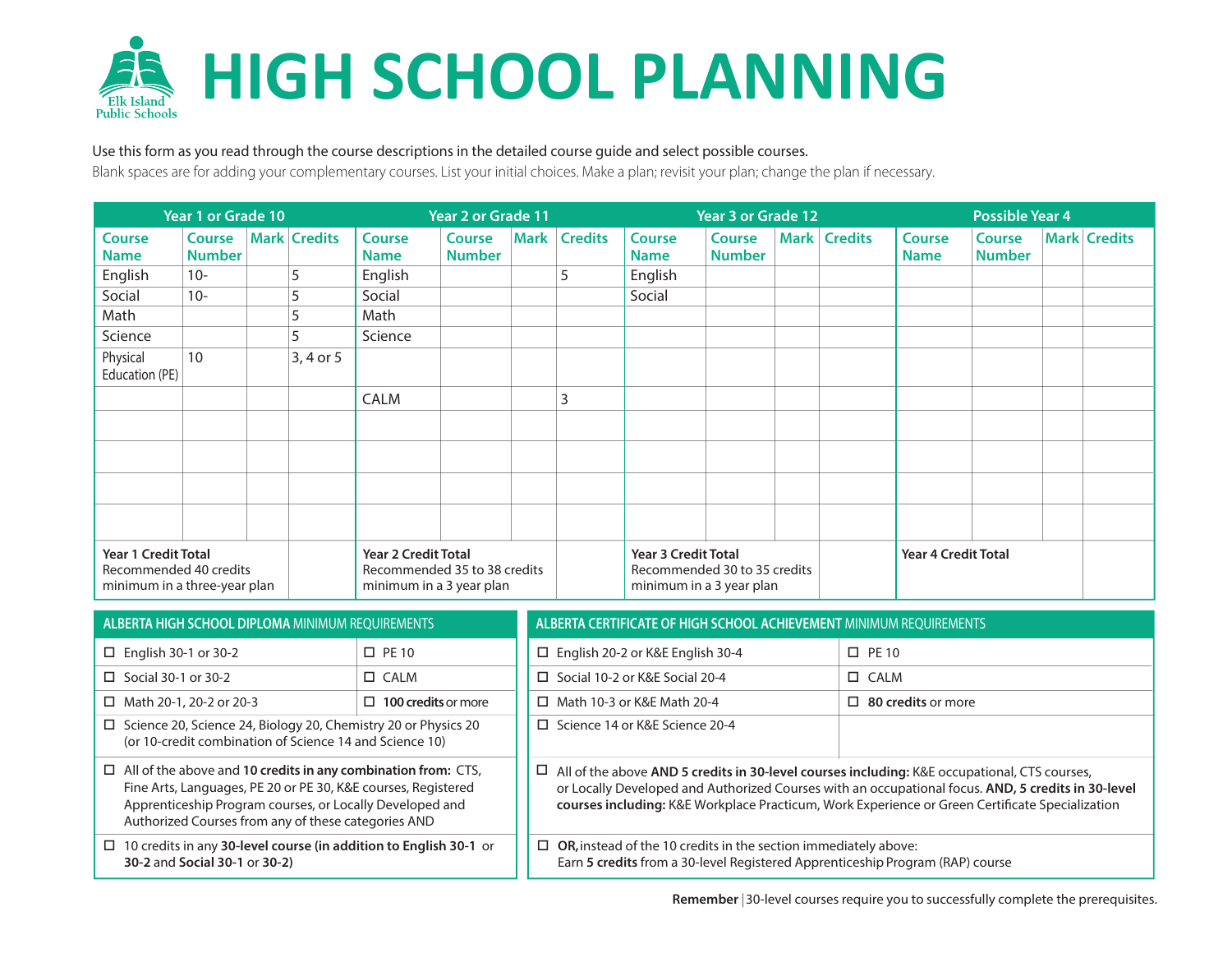# HIGH SCHOOL PLANNING

Use this form as you read through the course descriptions in the detailed course guide and select possible courses.

Blank spaces are for adding your complementary courses. List your initial choices. Make a plan; revisit your plan; change the plan if necessary.

| Year 1 or Grade 10 | | | | Year 2 or Grade 11 | | | | Year 3 or Grade 12 | | | | Possible Year 4 | | | |
|---|---|---|---|---|---|---|---|---|---|---|---|---|---|---|---|
| Course Name | Course Number | Mark | Credits | Course Name | Course Number | Mark | Credits | Course Name | Course Number | Mark | Credits | Course Name | Course Number | Mark | Credits |
| English | 10- | | 5 | English | | | 5 | English | | | | | | | |
| Social | 10- | | 5 | Social | | | | Social | | | | | | | |
| Math | | | 5 | Math | | | | | | | | | | | |
| Science | | | 5 | Science | | | | | | | | | | | |
| Physical Education (PE) | 10 | | 3, 4 or 5 | | | | | | | | | | | | |
| | | | | CALM | | | 3 | | | | | | | | |
| | | | | | | | | | | | | | | | |
| | | | | | | | | | | | | | | | |
| | | | | | | | | | | | | | | | |
| | | | | | | | | | | | | | | | |
| **Year 1 Credit Total** Recommended 40 credits minimum in a three-year plan | | | | **Year 2 Credit Total** Recommended 35 to 38 credits minimum in a 3 year plan | | | | **Year 3 Credit Total** Recommended 30 to 35 credits minimum in a 3 year plan | | | | **Year 4 Credit Total** | | | |

| **ALBERTA HIGH SCHOOL DIPLOMA** MINIMUM REQUIREMENTS | |
|---|---|
| ☐ English 30-1 or 30-2 | ☐ PE 10 |
| ☐ Social 30-1 or 30-2 | ☐ CALM |
| ☐ Math 20-1, 20-2 or 20-3 | ☐ **100 credits** or more |
| ☐ Science 20, Science 24, Biology 20, Chemistry 20 or Physics 20 (or 10-credit combination of Science 14 and Science 10) | |
| ☐ All of the above and **10 credits in any combination from:** CTS, Fine Arts, Languages, PE 20 or PE 30, K&E courses, Registered Apprenticeship Program courses, or Locally Developed and Authorized Courses from any of these categories AND | |
| ☐ 10 credits in any **30-level course (in addition to English 30-1** or **30-2** and **Social 30-1** or **30-2)** | |

| **ALBERTA CERTIFICATE OF HIGH SCHOOL ACHIEVEMENT** MINIMUM REQUIREMENTS | |
|---|---|
| ☐ English 20-2 or K&E English 30-4 | ☐ PE 10 |
| ☐ Social 10-2 or K&E Social 20-4 | ☐ CALM |
| ☐ Math 10-3 or K&E Math 20-4 | ☐ **80 credits** or more |
| ☐ Science 14 or K&E Science 20-4 | |
| ☐ All of the above **AND 5 credits in 30-level courses including:** K&E occupational, CTS courses, or Locally Developed and Authorized Courses with an occupational focus. **AND, 5 credits in 30-level courses including:** K&E Workplace Practicum, Work Experience or Green Certificate Specialization | |
| ☐ **OR,** instead of the 10 credits in the section immediately above: Earn **5 credits** from a 30-level Registered Apprenticeship Program (RAP) course | |

**Remember** | 30-level courses require you to successfully complete the prerequisites.